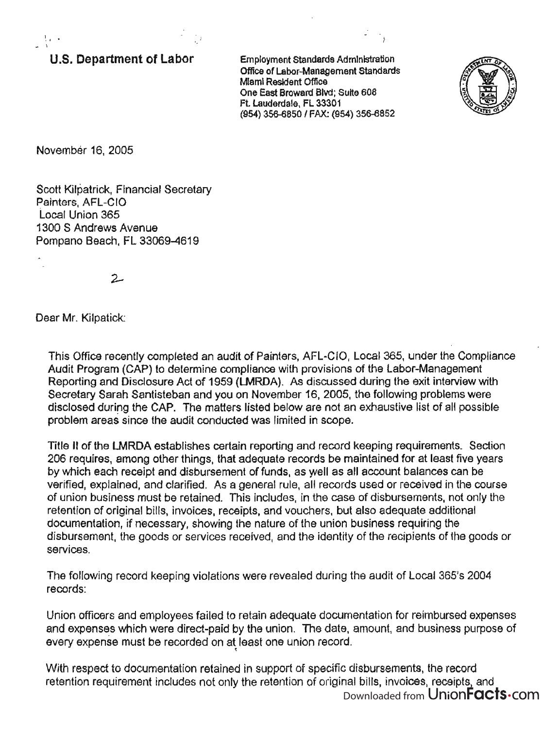**U.S. Department of Labor**

Employment Standards Administration
Office of Labor-Management Standards
Miami Resident Office
One East Broward Blvd; Suite 608
Ft. Lauderdale, FL 33301
(954) 356-6850 / FAX: (954) 356-6852

November 16, 2005

Scott Kilpatrick, Financial Secretary
Painters, AFL-CIO
Local Union 365
1300 S Andrews Avenue
Pompano Beach, FL 33069-4619

2

Dear Mr. Kilpatick:

This Office recently completed an audit of Painters, AFL-CIO, Local 365, under the Compliance Audit Program (CAP) to determine compliance with provisions of the Labor-Management Reporting and Disclosure Act of 1959 (LMRDA). As discussed during the exit interview with Secretary Sarah Santisteban and you on November 16, 2005, the following problems were disclosed during the CAP. The matters listed below are not an exhaustive list of all possible problem areas since the audit conducted was limited in scope.

Title II of the LMRDA establishes certain reporting and record keeping requirements. Section 206 requires, among other things, that adequate records be maintained for at least five years by which each receipt and disbursement of funds, as well as all account balances can be verified, explained, and clarified. As a general rule, all records used or received in the course of union business must be retained. This includes, in the case of disbursements, not only the retention of original bills, invoices, receipts, and vouchers, but also adequate additional documentation, if necessary, showing the nature of the union business requiring the disbursement, the goods or services received, and the identity of the recipients of the goods or services.

The following record keeping violations were revealed during the audit of Local 365's 2004 records:

Union officers and employees failed to retain adequate documentation for reimbursed expenses and expenses which were direct-paid by the union. The date, amount, and business purpose of every expense must be recorded on at least one union record.

With respect to documentation retained in support of specific disbursements, the record retention requirement includes not only the retention of original bills, invoices, receipts, and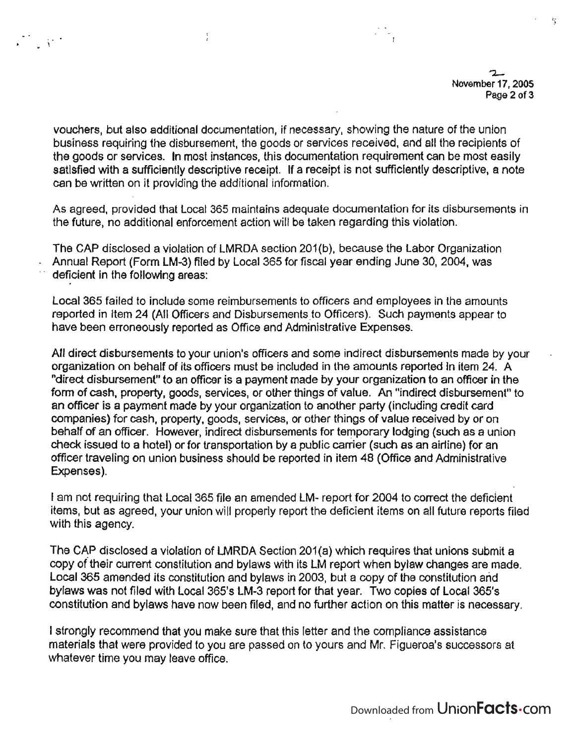vouchers, but also additional documentation, if necessary, showing the nature of the union business requiring the disbursement, the goods or services received, and all the recipients of the goods or services. In most instances, this documentation requirement can be most easily satisfied with a sufficiently descriptive receipt. If a receipt is not sufficiently descriptive, a note can be written on it providing the additional information.

As agreed, provided that Local 365 maintains adequate documentation for its disbursements in the future, no additional enforcement action will be taken regarding this violation.

The CAP disclosed a violation of LMRDA section 201(b), because the Labor Organization Annual Report (Form LM-3) filed by Local 365 for fiscal year ending June 30, 2004, was deficient in the following areas:

Local 365 failed to include some reimbursements to officers and employees in the amounts reported in Item 24 (All Officers and Disbursements to Officers). Such payments appear to have been erroneously reported as Office and Administrative Expenses.

All direct disbursements to your union's officers and some indirect disbursements made by your organization on behalf of its officers must be included in the amounts reported in item 24. A "direct disbursement" to an officer is a payment made by your organization to an officer in the form of cash, property, goods, services, or other things of value. An "indirect disbursement" to an officer is a payment made by your organization to another party (including credit card companies) for cash, property, goods, services, or other things of value received by or on behalf of an officer. However, indirect disbursements for temporary lodging (such as a union check issued to a hotel) or for transportation by a public carrier (such as an airline) for an officer traveling on union business should be reported in item 48 (Office and Administrative Expenses).

I am not requiring that Local 365 file an amended LM- report for 2004 to correct the deficient items, but as agreed, your union will properly report the deficient items on all future reports filed with this agency.

The CAP disclosed a violation of LMRDA Section 201(a) which requires that unions submit a copy of their current constitution and bylaws with its LM report when bylaw changes are made. Local 365 amended its constitution and bylaws in 2003, but a copy of the constitution and bylaws was not filed with Local 365's LM-3 report for that year. Two copies of Local 365's constitution and bylaws have now been filed, and no further action on this matter is necessary.

I strongly recommend that you make sure that this letter and the compliance assistance materials that were provided to you are passed on to yours and Mr. Figueroa's successors at whatever time you may leave office.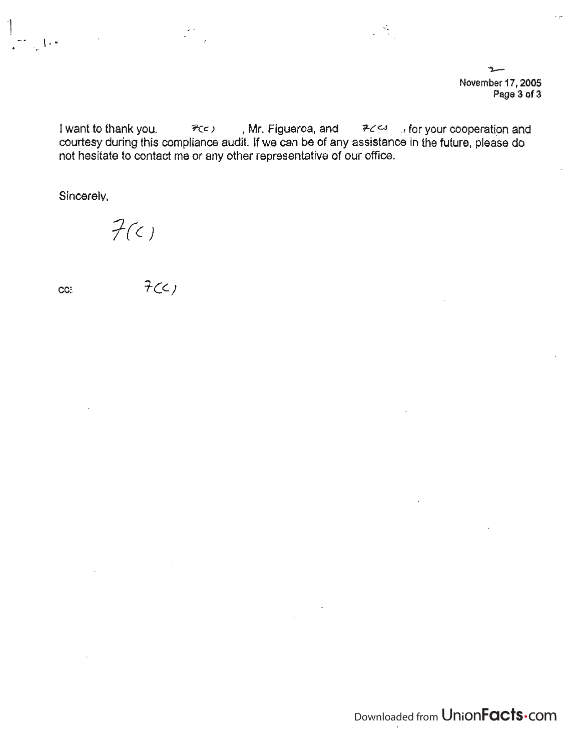November 17, 2005

I want to thank you, 7(c), Mr. Figueroa, and 7(c), for your cooperation and courtesy during this compliance audit. If we can be of any assistance in the future, please do not hesitate to contact me or any other representative of our office.

Sincerely,

7(c)

cc: 7(c)